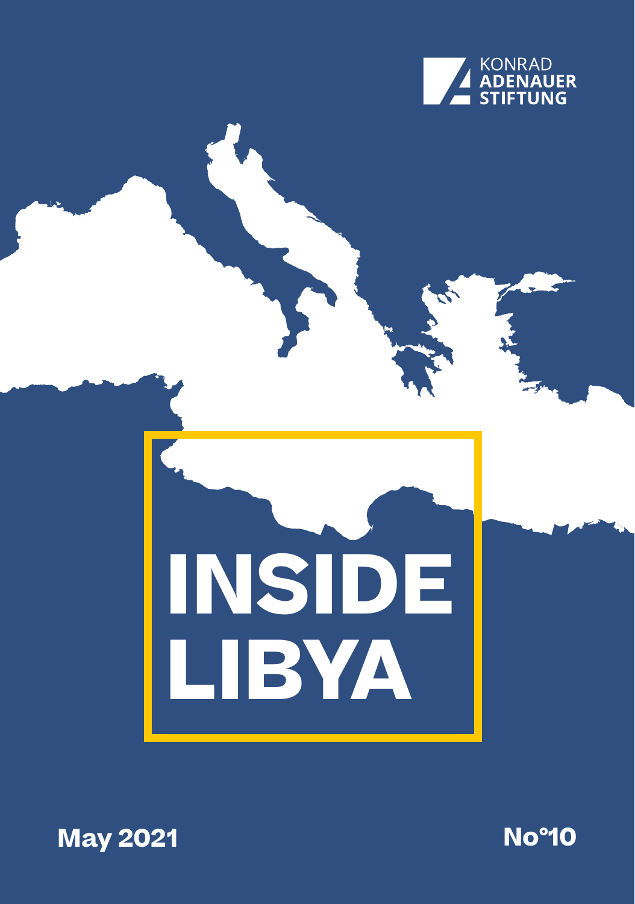KONRAD ADENAUER STIFTUNG

# INSIDE LIBYA

May 2021

No°10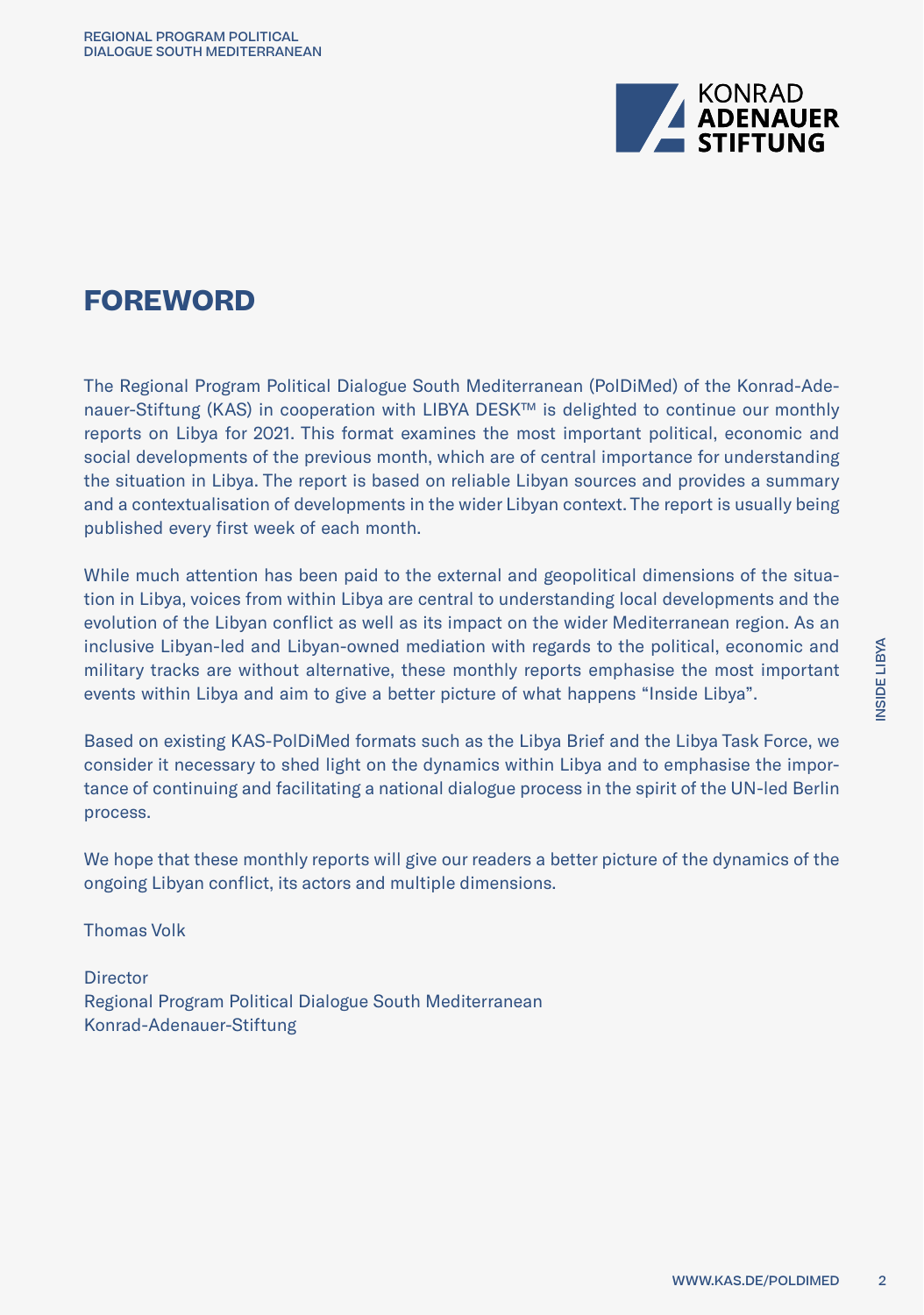# FOREWORD

The Regional Program Political Dialogue South Mediterranean (PolDiMed) of the Konrad-Adenauer-Stiftung (KAS) in cooperation with LIBYA DESK™ is delighted to continue our monthly reports on Libya for 2021. This format examines the most important political, economic and social developments of the previous month, which are of central importance for understanding the situation in Libya. The report is based on reliable Libyan sources and provides a summary and a contextualisation of developments in the wider Libyan context. The report is usually being published every first week of each month.

While much attention has been paid to the external and geopolitical dimensions of the situation in Libya, voices from within Libya are central to understanding local developments and the evolution of the Libyan conflict as well as its impact on the wider Mediterranean region. As an inclusive Libyan-led and Libyan-owned mediation with regards to the political, economic and military tracks are without alternative, these monthly reports emphasise the most important events within Libya and aim to give a better picture of what happens "Inside Libya".

Based on existing KAS-PolDiMed formats such as the Libya Brief and the Libya Task Force, we consider it necessary to shed light on the dynamics within Libya and to emphasise the importance of continuing and facilitating a national dialogue process in the spirit of the UN-led Berlin process.

We hope that these monthly reports will give our readers a better picture of the dynamics of the ongoing Libyan conflict, its actors and multiple dimensions.

Thomas Volk

Director
Regional Program Political Dialogue South Mediterranean
Konrad-Adenauer-Stiftung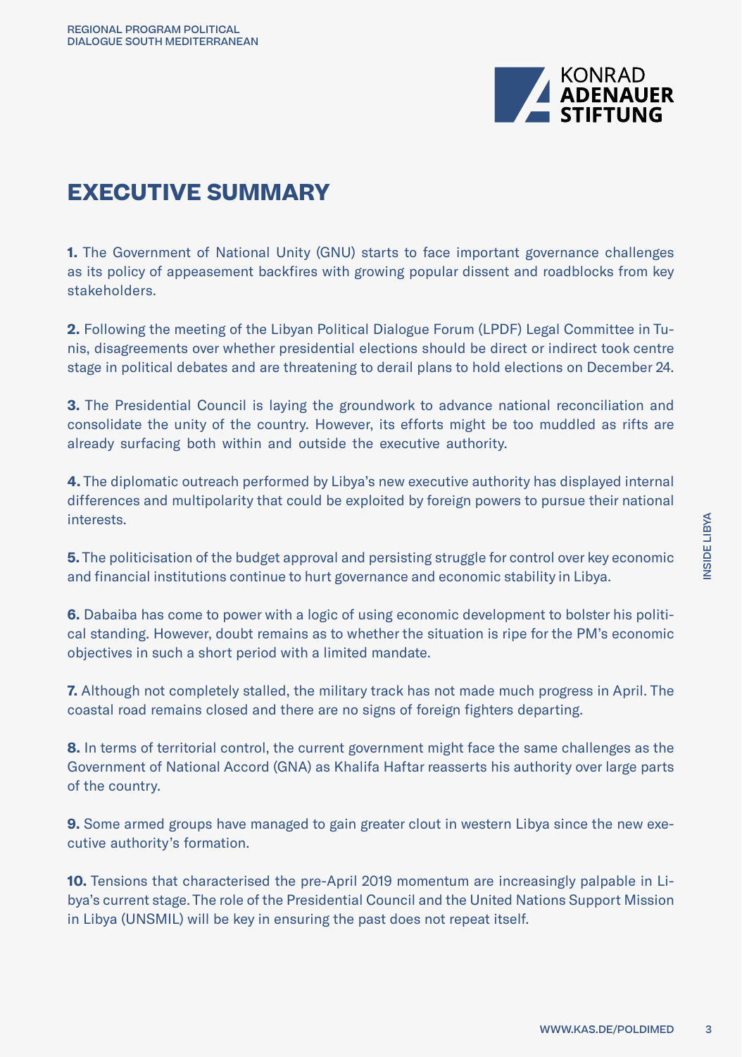# EXECUTIVE SUMMARY

**1.** The Government of National Unity (GNU) starts to face important governance challenges as its policy of appeasement backfires with growing popular dissent and roadblocks from key stakeholders.

**2.** Following the meeting of the Libyan Political Dialogue Forum (LPDF) Legal Committee in Tunis, disagreements over whether presidential elections should be direct or indirect took centre stage in political debates and are threatening to derail plans to hold elections on December 24.

**3.** The Presidential Council is laying the groundwork to advance national reconciliation and consolidate the unity of the country. However, its efforts might be too muddled as rifts are already surfacing both within and outside the executive authority.

**4.** The diplomatic outreach performed by Libya's new executive authority has displayed internal differences and multipolarity that could be exploited by foreign powers to pursue their national interests.

**5.** The politicisation of the budget approval and persisting struggle for control over key economic and financial institutions continue to hurt governance and economic stability in Libya.

**6.** Dabaiba has come to power with a logic of using economic development to bolster his political standing. However, doubt remains as to whether the situation is ripe for the PM's economic objectives in such a short period with a limited mandate.

**7.** Although not completely stalled, the military track has not made much progress in April. The coastal road remains closed and there are no signs of foreign fighters departing.

**8.** In terms of territorial control, the current government might face the same challenges as the Government of National Accord (GNA) as Khalifa Haftar reasserts his authority over large parts of the country.

**9.** Some armed groups have managed to gain greater clout in western Libya since the new executive authority's formation.

**10.** Tensions that characterised the pre-April 2019 momentum are increasingly palpable in Libya's current stage. The role of the Presidential Council and the United Nations Support Mission in Libya (UNSMIL) will be key in ensuring the past does not repeat itself.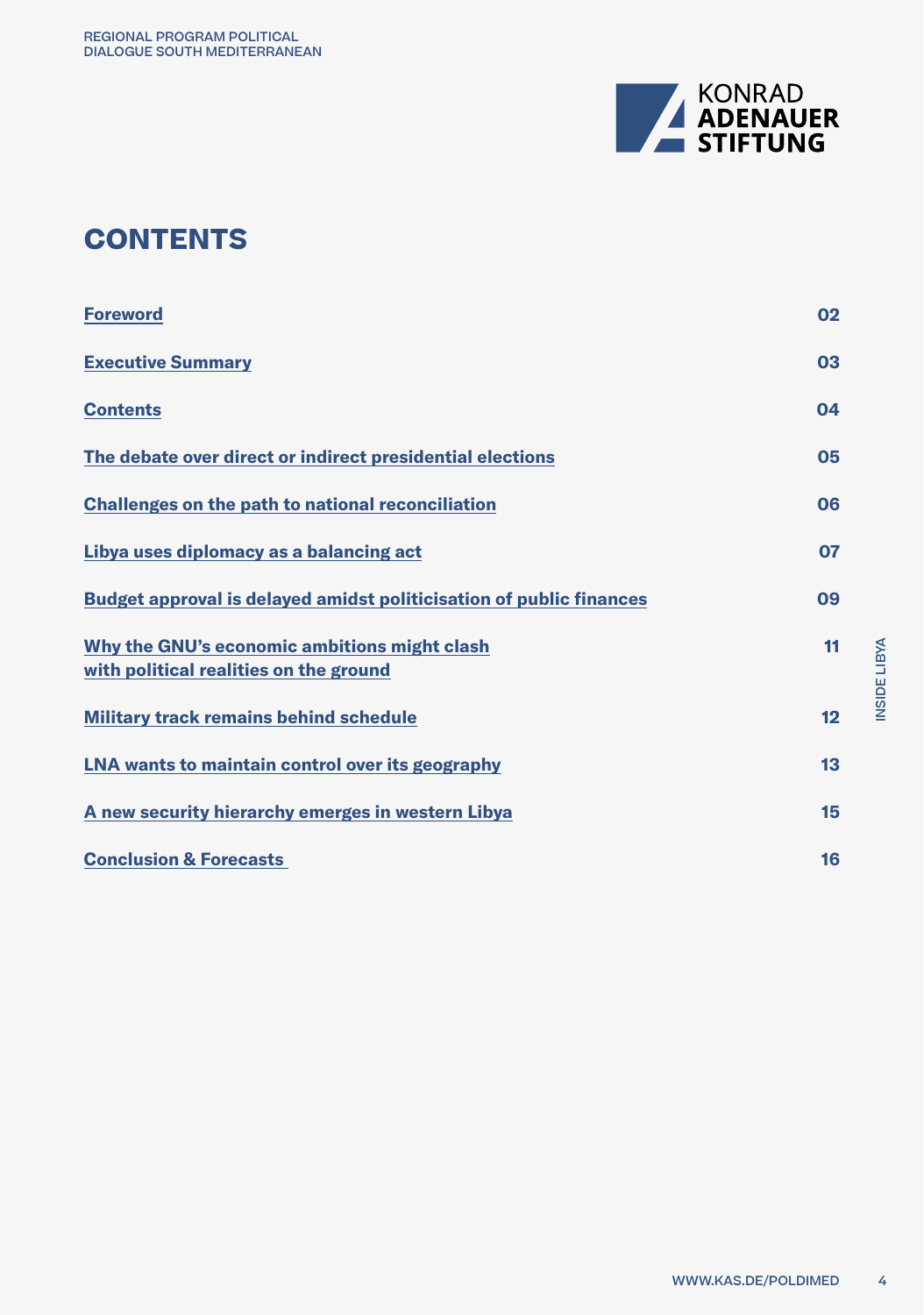# CONTENTS

| | |
|---|---|
| Foreword | 02 |
| Executive Summary | 03 |
| Contents | 04 |
| The debate over direct or indirect presidential elections | 05 |
| Challenges on the path to national reconciliation | 06 |
| Libya uses diplomacy as a balancing act | 07 |
| Budget approval is delayed amidst politicisation of public finances | 09 |
| Why the GNU's economic ambitions might clash with political realities on the ground | 11 |
| Military track remains behind schedule | 12 |
| LNA wants to maintain control over its geography | 13 |
| A new security hierarchy emerges in western Libya | 15 |
| Conclusion & Forecasts | 16 |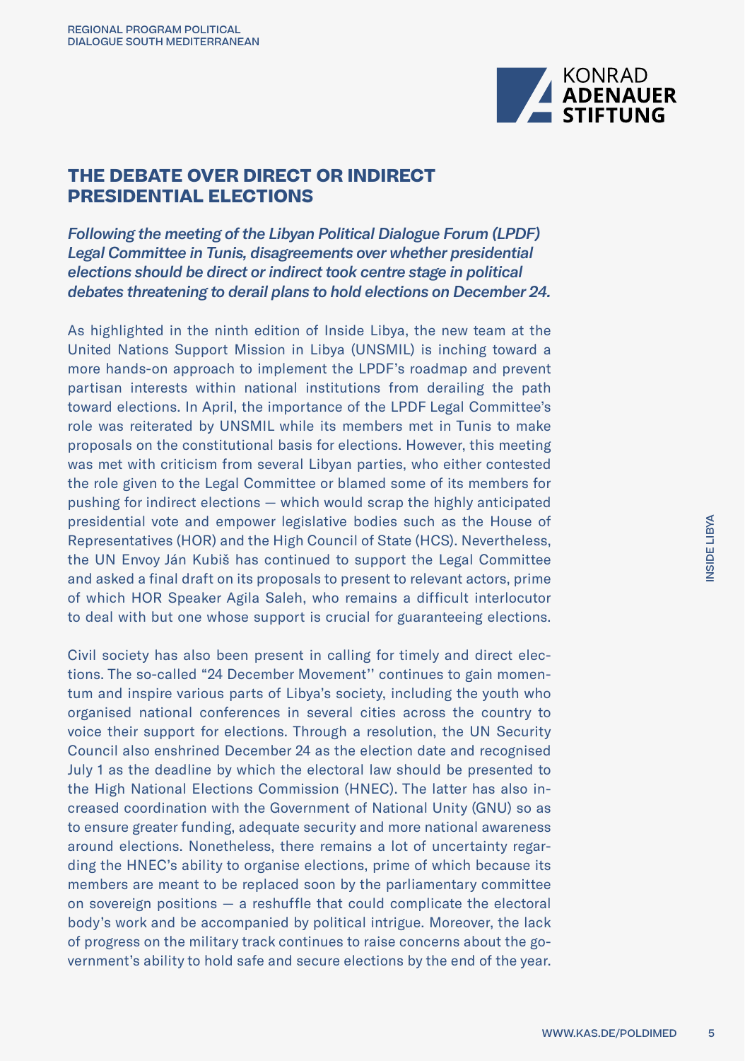## THE DEBATE OVER DIRECT OR INDIRECT PRESIDENTIAL ELECTIONS

*Following the meeting of the Libyan Political Dialogue Forum (LPDF) Legal Committee in Tunis, disagreements over whether presidential elections should be direct or indirect took centre stage in political debates threatening to derail plans to hold elections on December 24.*

As highlighted in the ninth edition of Inside Libya, the new team at the United Nations Support Mission in Libya (UNSMIL) is inching toward a more hands-on approach to implement the LPDF's roadmap and prevent partisan interests within national institutions from derailing the path toward elections. In April, the importance of the LPDF Legal Committee's role was reiterated by UNSMIL while its members met in Tunis to make proposals on the constitutional basis for elections. However, this meeting was met with criticism from several Libyan parties, who either contested the role given to the Legal Committee or blamed some of its members for pushing for indirect elections — which would scrap the highly anticipated presidential vote and empower legislative bodies such as the House of Representatives (HOR) and the High Council of State (HCS). Nevertheless, the UN Envoy Ján Kubiš has continued to support the Legal Committee and asked a final draft on its proposals to present to relevant actors, prime of which HOR Speaker Agila Saleh, who remains a difficult interlocutor to deal with but one whose support is crucial for guaranteeing elections.

Civil society has also been present in calling for timely and direct elections. The so-called "24 December Movement'' continues to gain momentum and inspire various parts of Libya's society, including the youth who organised national conferences in several cities across the country to voice their support for elections. Through a resolution, the UN Security Council also enshrined December 24 as the election date and recognised July 1 as the deadline by which the electoral law should be presented to the High National Elections Commission (HNEC). The latter has also increased coordination with the Government of National Unity (GNU) so as to ensure greater funding, adequate security and more national awareness around elections. Nonetheless, there remains a lot of uncertainty regarding the HNEC's ability to organise elections, prime of which because its members are meant to be replaced soon by the parliamentary committee on sovereign positions — a reshuffle that could complicate the electoral body's work and be accompanied by political intrigue. Moreover, the lack of progress on the military track continues to raise concerns about the government's ability to hold safe and secure elections by the end of the year.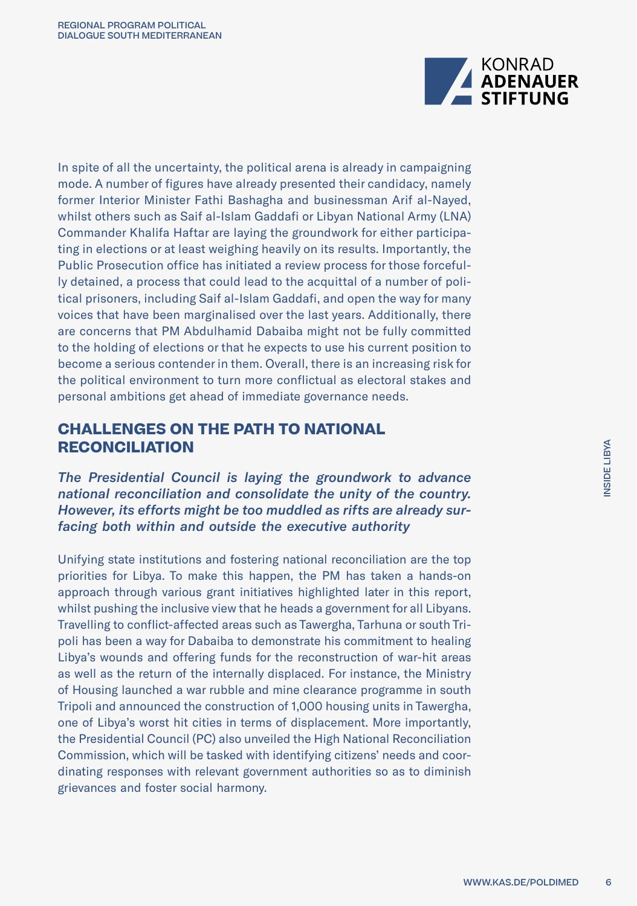In spite of all the uncertainty, the political arena is already in campaigning mode. A number of figures have already presented their candidacy, namely former Interior Minister Fathi Bashagha and businessman Arif al-Nayed, whilst others such as Saif al-Islam Gaddafi or Libyan National Army (LNA) Commander Khalifa Haftar are laying the groundwork for either participating in elections or at least weighing heavily on its results. Importantly, the Public Prosecution office has initiated a review process for those forcefully detained, a process that could lead to the acquittal of a number of political prisoners, including Saif al-Islam Gaddafi, and open the way for many voices that have been marginalised over the last years. Additionally, there are concerns that PM Abdulhamid Dabaiba might not be fully committed to the holding of elections or that he expects to use his current position to become a serious contender in them. Overall, there is an increasing risk for the political environment to turn more conflictual as electoral stakes and personal ambitions get ahead of immediate governance needs.

## CHALLENGES ON THE PATH TO NATIONAL RECONCILIATION

***The Presidential Council is laying the groundwork to advance national reconciliation and consolidate the unity of the country. However, its efforts might be too muddled as rifts are already surfacing both within and outside the executive authority***

Unifying state institutions and fostering national reconciliation are the top priorities for Libya. To make this happen, the PM has taken a hands-on approach through various grant initiatives highlighted later in this report, whilst pushing the inclusive view that he heads a government for all Libyans. Travelling to conflict-affected areas such as Tawergha, Tarhuna or south Tripoli has been a way for Dabaiba to demonstrate his commitment to healing Libya's wounds and offering funds for the reconstruction of war-hit areas as well as the return of the internally displaced. For instance, the Ministry of Housing launched a war rubble and mine clearance programme in south Tripoli and announced the construction of 1,000 housing units in Tawergha, one of Libya's worst hit cities in terms of displacement. More importantly, the Presidential Council (PC) also unveiled the High National Reconciliation Commission, which will be tasked with identifying citizens' needs and coordinating responses with relevant government authorities so as to diminish grievances and foster social harmony.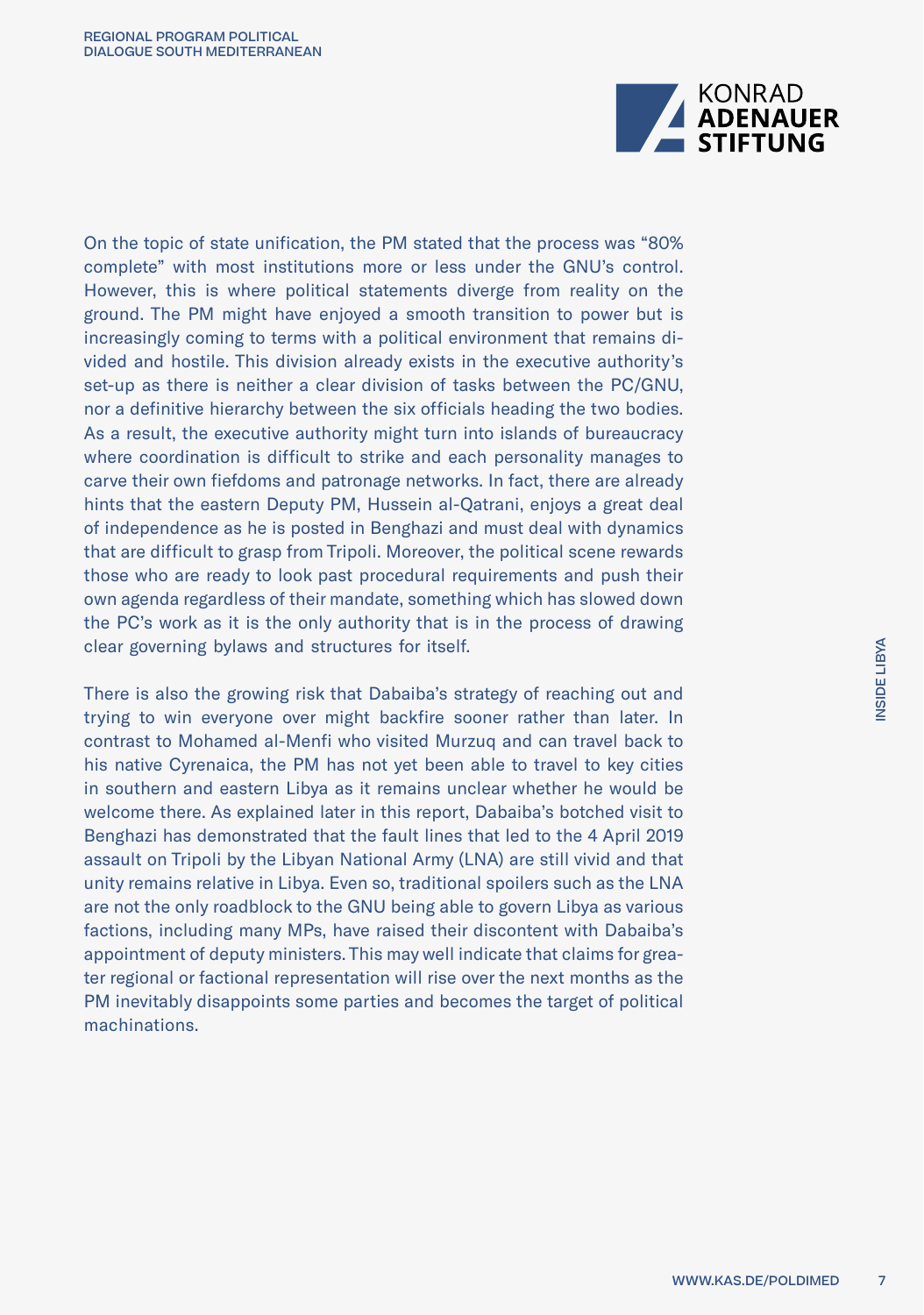On the topic of state unification, the PM stated that the process was "80% complete" with most institutions more or less under the GNU's control. However, this is where political statements diverge from reality on the ground. The PM might have enjoyed a smooth transition to power but is increasingly coming to terms with a political environment that remains divided and hostile. This division already exists in the executive authority's set-up as there is neither a clear division of tasks between the PC/GNU, nor a definitive hierarchy between the six officials heading the two bodies. As a result, the executive authority might turn into islands of bureaucracy where coordination is difficult to strike and each personality manages to carve their own fiefdoms and patronage networks. In fact, there are already hints that the eastern Deputy PM, Hussein al-Qatrani, enjoys a great deal of independence as he is posted in Benghazi and must deal with dynamics that are difficult to grasp from Tripoli. Moreover, the political scene rewards those who are ready to look past procedural requirements and push their own agenda regardless of their mandate, something which has slowed down the PC's work as it is the only authority that is in the process of drawing clear governing bylaws and structures for itself.

There is also the growing risk that Dabaiba's strategy of reaching out and trying to win everyone over might backfire sooner rather than later. In contrast to Mohamed al-Menfi who visited Murzuq and can travel back to his native Cyrenaica, the PM has not yet been able to travel to key cities in southern and eastern Libya as it remains unclear whether he would be welcome there. As explained later in this report, Dabaiba's botched visit to Benghazi has demonstrated that the fault lines that led to the 4 April 2019 assault on Tripoli by the Libyan National Army (LNA) are still vivid and that unity remains relative in Libya. Even so, traditional spoilers such as the LNA are not the only roadblock to the GNU being able to govern Libya as various factions, including many MPs, have raised their discontent with Dabaiba's appointment of deputy ministers. This may well indicate that claims for greater regional or factional representation will rise over the next months as the PM inevitably disappoints some parties and becomes the target of political machinations.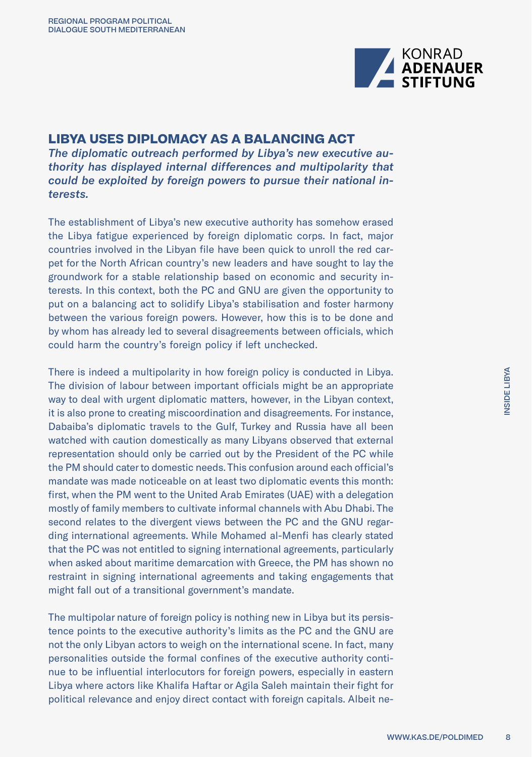## LIBYA USES DIPLOMACY AS A BALANCING ACT

***The diplomatic outreach performed by Libya's new executive authority has displayed internal differences and multipolarity that could be exploited by foreign powers to pursue their national interests.***

The establishment of Libya's new executive authority has somehow erased the Libya fatigue experienced by foreign diplomatic corps. In fact, major countries involved in the Libyan file have been quick to unroll the red carpet for the North African country's new leaders and have sought to lay the groundwork for a stable relationship based on economic and security interests. In this context, both the PC and GNU are given the opportunity to put on a balancing act to solidify Libya's stabilisation and foster harmony between the various foreign powers. However, how this is to be done and by whom has already led to several disagreements between officials, which could harm the country's foreign policy if left unchecked.

There is indeed a multipolarity in how foreign policy is conducted in Libya. The division of labour between important officials might be an appropriate way to deal with urgent diplomatic matters, however, in the Libyan context, it is also prone to creating miscoordination and disagreements. For instance, Dabaiba's diplomatic travels to the Gulf, Turkey and Russia have all been watched with caution domestically as many Libyans observed that external representation should only be carried out by the President of the PC while the PM should cater to domestic needs. This confusion around each official's mandate was made noticeable on at least two diplomatic events this month: first, when the PM went to the United Arab Emirates (UAE) with a delegation mostly of family members to cultivate informal channels with Abu Dhabi. The second relates to the divergent views between the PC and the GNU regarding international agreements. While Mohamed al-Menfi has clearly stated that the PC was not entitled to signing international agreements, particularly when asked about maritime demarcation with Greece, the PM has shown no restraint in signing international agreements and taking engagements that might fall out of a transitional government's mandate.

The multipolar nature of foreign policy is nothing new in Libya but its persistence points to the executive authority's limits as the PC and the GNU are not the only Libyan actors to weigh on the international scene. In fact, many personalities outside the formal confines of the executive authority continue to be influential interlocutors for foreign powers, especially in eastern Libya where actors like Khalifa Haftar or Agila Saleh maintain their fight for political relevance and enjoy direct contact with foreign capitals. Albeit ne-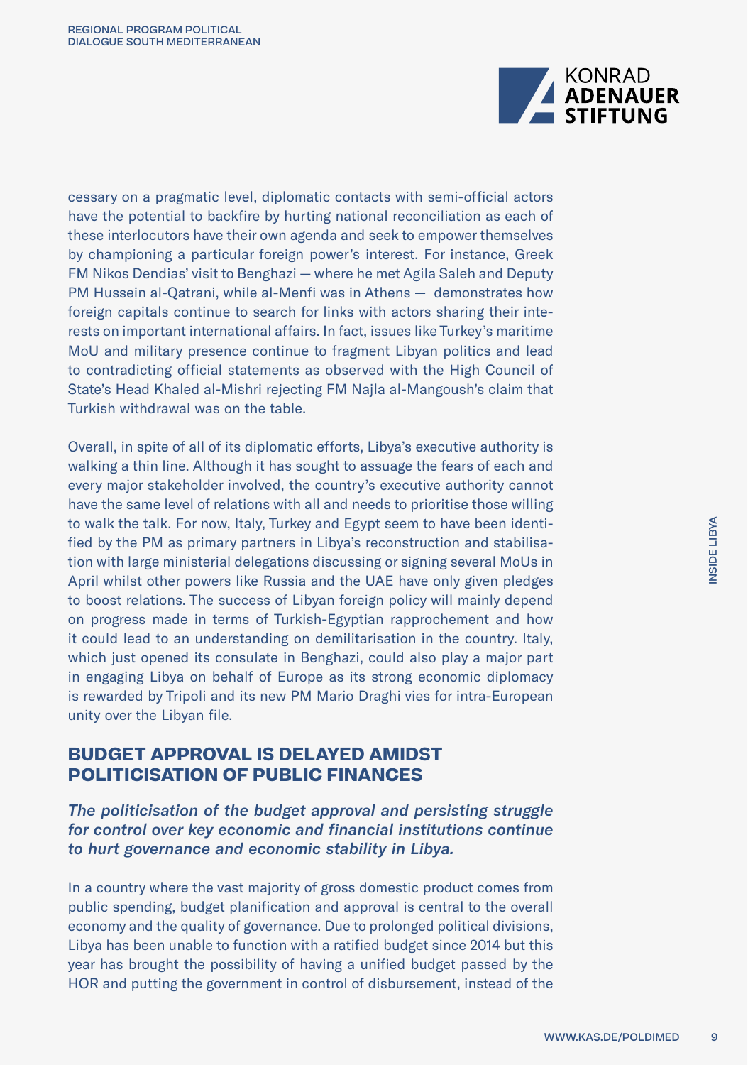cessary on a pragmatic level, diplomatic contacts with semi-official actors have the potential to backfire by hurting national reconciliation as each of these interlocutors have their own agenda and seek to empower themselves by championing a particular foreign power's interest. For instance, Greek FM Nikos Dendias' visit to Benghazi — where he met Agila Saleh and Deputy PM Hussein al-Qatrani, while al-Menfi was in Athens — demonstrates how foreign capitals continue to search for links with actors sharing their interests on important international affairs. In fact, issues like Turkey's maritime MoU and military presence continue to fragment Libyan politics and lead to contradicting official statements as observed with the High Council of State's Head Khaled al-Mishri rejecting FM Najla al-Mangoush's claim that Turkish withdrawal was on the table.

Overall, in spite of all of its diplomatic efforts, Libya's executive authority is walking a thin line. Although it has sought to assuage the fears of each and every major stakeholder involved, the country's executive authority cannot have the same level of relations with all and needs to prioritise those willing to walk the talk. For now, Italy, Turkey and Egypt seem to have been identified by the PM as primary partners in Libya's reconstruction and stabilisation with large ministerial delegations discussing or signing several MoUs in April whilst other powers like Russia and the UAE have only given pledges to boost relations. The success of Libyan foreign policy will mainly depend on progress made in terms of Turkish-Egyptian rapprochement and how it could lead to an understanding on demilitarisation in the country. Italy, which just opened its consulate in Benghazi, could also play a major part in engaging Libya on behalf of Europe as its strong economic diplomacy is rewarded by Tripoli and its new PM Mario Draghi vies for intra-European unity over the Libyan file.

## BUDGET APPROVAL IS DELAYED AMIDST POLITICISATION OF PUBLIC FINANCES

***The politicisation of the budget approval and persisting struggle for control over key economic and financial institutions continue to hurt governance and economic stability in Libya.***

In a country where the vast majority of gross domestic product comes from public spending, budget planification and approval is central to the overall economy and the quality of governance. Due to prolonged political divisions, Libya has been unable to function with a ratified budget since 2014 but this year has brought the possibility of having a unified budget passed by the HOR and putting the government in control of disbursement, instead of the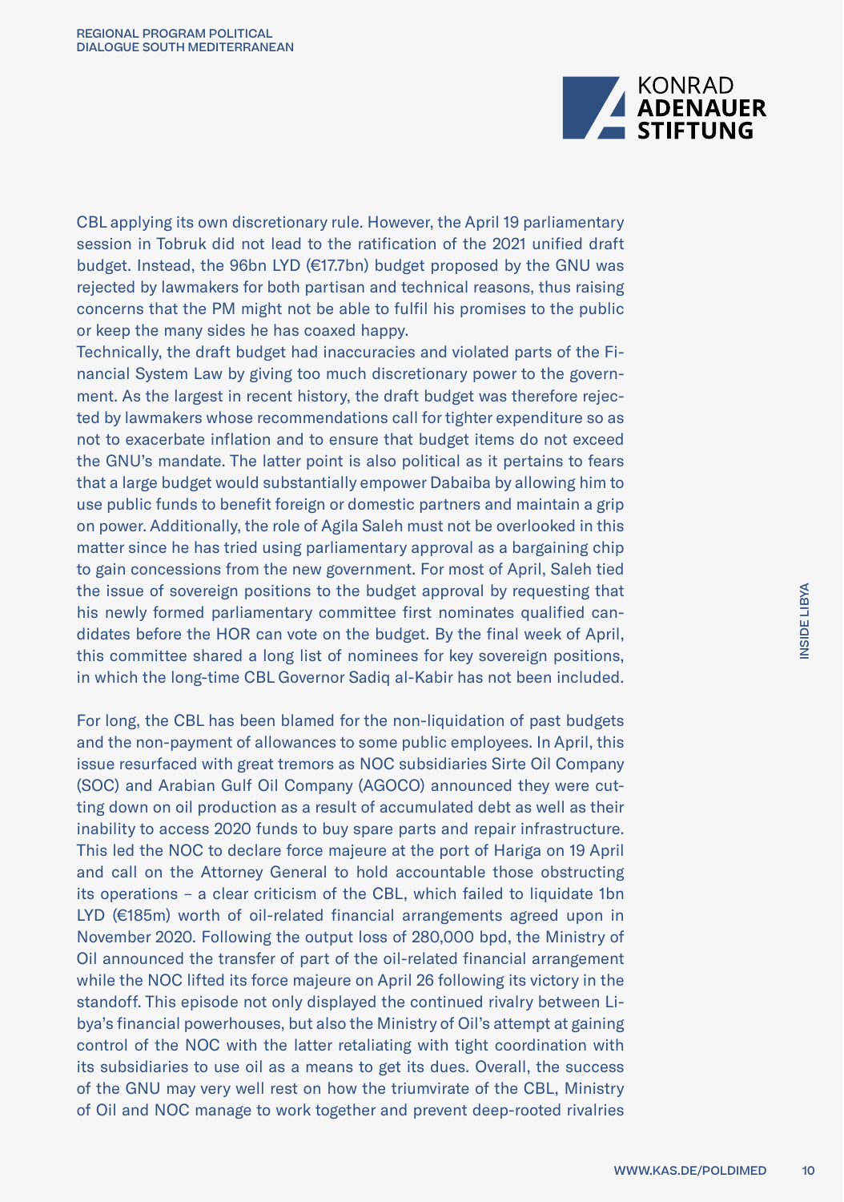CBL applying its own discretionary rule. However, the April 19 parliamentary session in Tobruk did not lead to the ratification of the 2021 unified draft budget. Instead, the 96bn LYD (€17.7bn) budget proposed by the GNU was rejected by lawmakers for both partisan and technical reasons, thus raising concerns that the PM might not be able to fulfil his promises to the public or keep the many sides he has coaxed happy.

Technically, the draft budget had inaccuracies and violated parts of the Financial System Law by giving too much discretionary power to the government. As the largest in recent history, the draft budget was therefore rejected by lawmakers whose recommendations call for tighter expenditure so as not to exacerbate inflation and to ensure that budget items do not exceed the GNU's mandate. The latter point is also political as it pertains to fears that a large budget would substantially empower Dabaiba by allowing him to use public funds to benefit foreign or domestic partners and maintain a grip on power. Additionally, the role of Agila Saleh must not be overlooked in this matter since he has tried using parliamentary approval as a bargaining chip to gain concessions from the new government. For most of April, Saleh tied the issue of sovereign positions to the budget approval by requesting that his newly formed parliamentary committee first nominates qualified candidates before the HOR can vote on the budget. By the final week of April, this committee shared a long list of nominees for key sovereign positions, in which the long-time CBL Governor Sadiq al-Kabir has not been included.

For long, the CBL has been blamed for the non-liquidation of past budgets and the non-payment of allowances to some public employees. In April, this issue resurfaced with great tremors as NOC subsidiaries Sirte Oil Company (SOC) and Arabian Gulf Oil Company (AGOCO) announced they were cutting down on oil production as a result of accumulated debt as well as their inability to access 2020 funds to buy spare parts and repair infrastructure. This led the NOC to declare force majeure at the port of Hariga on 19 April and call on the Attorney General to hold accountable those obstructing its operations – a clear criticism of the CBL, which failed to liquidate 1bn LYD (€185m) worth of oil-related financial arrangements agreed upon in November 2020. Following the output loss of 280,000 bpd, the Ministry of Oil announced the transfer of part of the oil-related financial arrangement while the NOC lifted its force majeure on April 26 following its victory in the standoff. This episode not only displayed the continued rivalry between Libya's financial powerhouses, but also the Ministry of Oil's attempt at gaining control of the NOC with the latter retaliating with tight coordination with its subsidiaries to use oil as a means to get its dues. Overall, the success of the GNU may very well rest on how the triumvirate of the CBL, Ministry of Oil and NOC manage to work together and prevent deep-rooted rivalries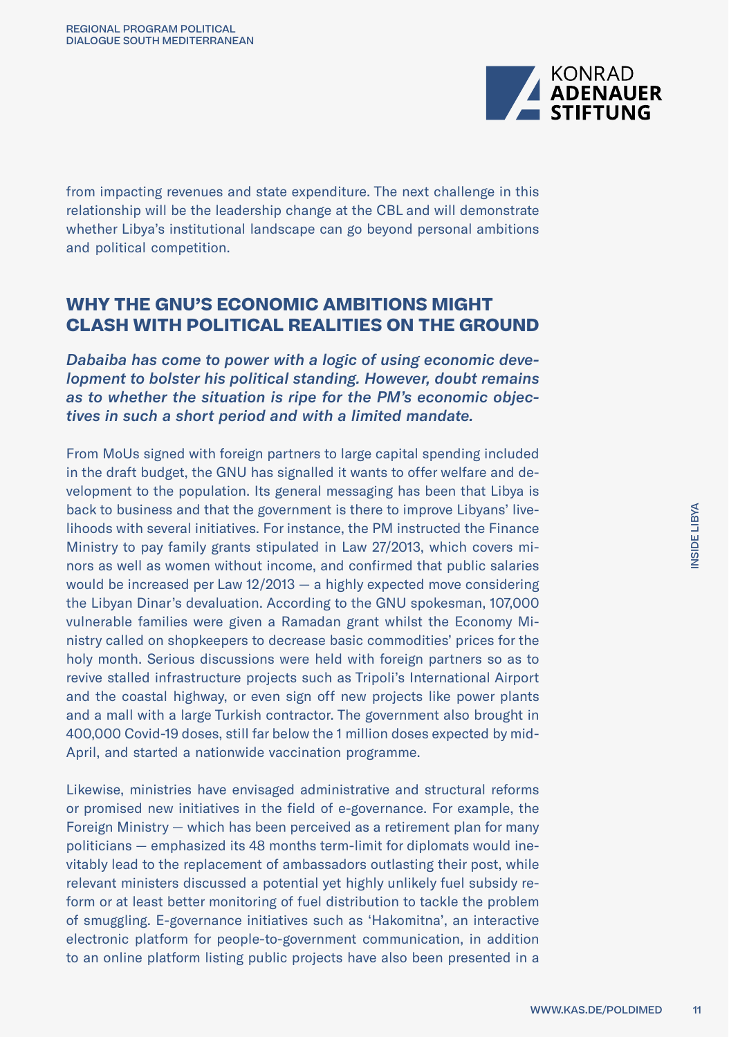from impacting revenues and state expenditure. The next challenge in this relationship will be the leadership change at the CBL and will demonstrate whether Libya's institutional landscape can go beyond personal ambitions and political competition.

## WHY THE GNU'S ECONOMIC AMBITIONS MIGHT CLASH WITH POLITICAL REALITIES ON THE GROUND

***Dabaiba has come to power with a logic of using economic development to bolster his political standing. However, doubt remains as to whether the situation is ripe for the PM's economic objectives in such a short period and with a limited mandate.***

From MoUs signed with foreign partners to large capital spending included in the draft budget, the GNU has signalled it wants to offer welfare and development to the population. Its general messaging has been that Libya is back to business and that the government is there to improve Libyans' livelihoods with several initiatives. For instance, the PM instructed the Finance Ministry to pay family grants stipulated in Law 27/2013, which covers minors as well as women without income, and confirmed that public salaries would be increased per Law 12/2013 — a highly expected move considering the Libyan Dinar's devaluation. According to the GNU spokesman, 107,000 vulnerable families were given a Ramadan grant whilst the Economy Ministry called on shopkeepers to decrease basic commodities' prices for the holy month. Serious discussions were held with foreign partners so as to revive stalled infrastructure projects such as Tripoli's International Airport and the coastal highway, or even sign off new projects like power plants and a mall with a large Turkish contractor. The government also brought in 400,000 Covid-19 doses, still far below the 1 million doses expected by mid-April, and started a nationwide vaccination programme.

Likewise, ministries have envisaged administrative and structural reforms or promised new initiatives in the field of e-governance. For example, the Foreign Ministry — which has been perceived as a retirement plan for many politicians — emphasized its 48 months term-limit for diplomats would inevitably lead to the replacement of ambassadors outlasting their post, while relevant ministers discussed a potential yet highly unlikely fuel subsidy reform or at least better monitoring of fuel distribution to tackle the problem of smuggling. E-governance initiatives such as 'Hakomitna', an interactive electronic platform for people-to-government communication, in addition to an online platform listing public projects have also been presented in a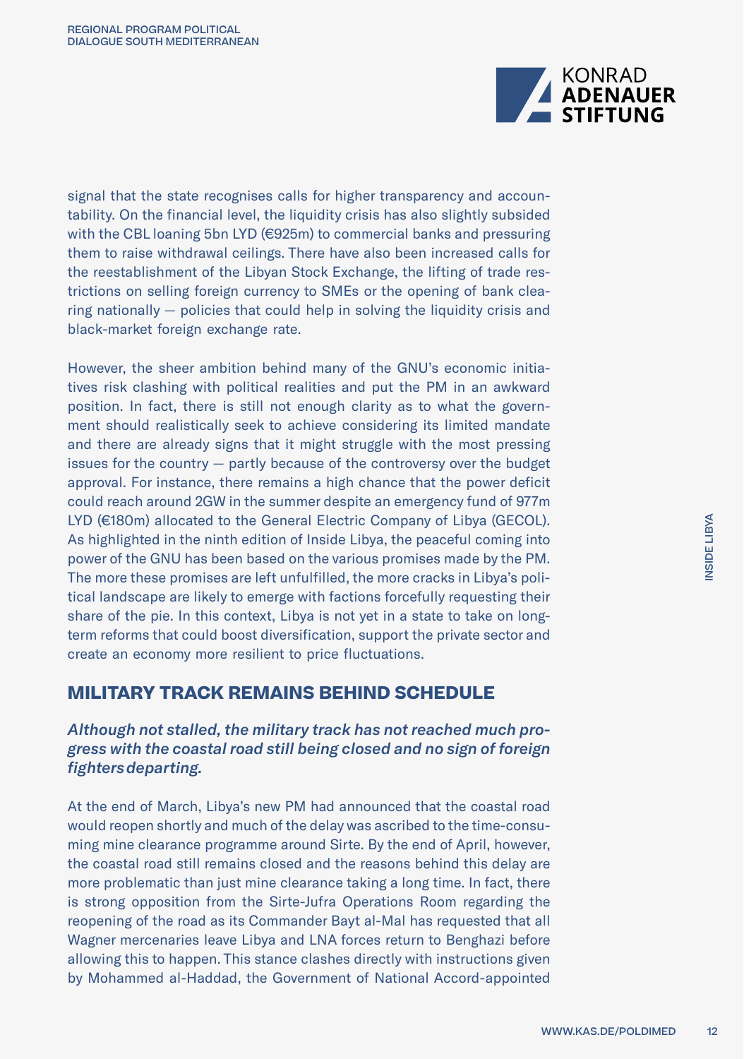signal that the state recognises calls for higher transparency and accountability. On the financial level, the liquidity crisis has also slightly subsided with the CBL loaning 5bn LYD (€925m) to commercial banks and pressuring them to raise withdrawal ceilings. There have also been increased calls for the reestablishment of the Libyan Stock Exchange, the lifting of trade restrictions on selling foreign currency to SMEs or the opening of bank clearing nationally — policies that could help in solving the liquidity crisis and black-market foreign exchange rate.

However, the sheer ambition behind many of the GNU's economic initiatives risk clashing with political realities and put the PM in an awkward position. In fact, there is still not enough clarity as to what the government should realistically seek to achieve considering its limited mandate and there are already signs that it might struggle with the most pressing issues for the country — partly because of the controversy over the budget approval. For instance, there remains a high chance that the power deficit could reach around 2GW in the summer despite an emergency fund of 977m LYD (€180m) allocated to the General Electric Company of Libya (GECOL). As highlighted in the ninth edition of Inside Libya, the peaceful coming into power of the GNU has been based on the various promises made by the PM. The more these promises are left unfulfilled, the more cracks in Libya's political landscape are likely to emerge with factions forcefully requesting their share of the pie. In this context, Libya is not yet in a state to take on long-term reforms that could boost diversification, support the private sector and create an economy more resilient to price fluctuations.

## MILITARY TRACK REMAINS BEHIND SCHEDULE

***Although not stalled, the military track has not reached much progress with the coastal road still being closed and no sign of foreign fighters departing.***

At the end of March, Libya's new PM had announced that the coastal road would reopen shortly and much of the delay was ascribed to the time-consuming mine clearance programme around Sirte. By the end of April, however, the coastal road still remains closed and the reasons behind this delay are more problematic than just mine clearance taking a long time. In fact, there is strong opposition from the Sirte-Jufra Operations Room regarding the reopening of the road as its Commander Bayt al-Mal has requested that all Wagner mercenaries leave Libya and LNA forces return to Benghazi before allowing this to happen. This stance clashes directly with instructions given by Mohammed al-Haddad, the Government of National Accord-appointed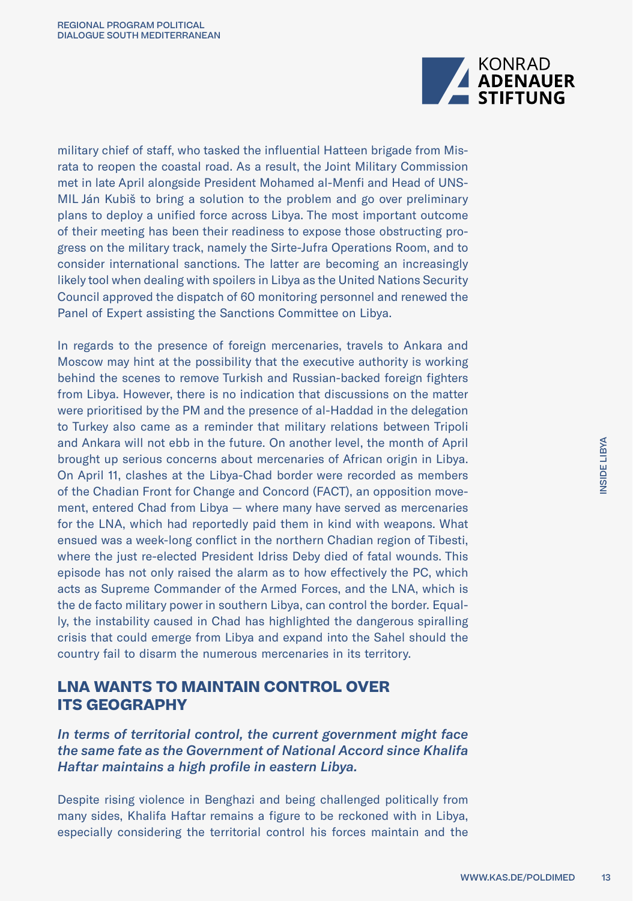military chief of staff, who tasked the influential Hatteen brigade from Misrata to reopen the coastal road. As a result, the Joint Military Commission met in late April alongside President Mohamed al-Menfi and Head of UNSMIL Ján Kubiš to bring a solution to the problem and go over preliminary plans to deploy a unified force across Libya. The most important outcome of their meeting has been their readiness to expose those obstructing progress on the military track, namely the Sirte-Jufra Operations Room, and to consider international sanctions. The latter are becoming an increasingly likely tool when dealing with spoilers in Libya as the United Nations Security Council approved the dispatch of 60 monitoring personnel and renewed the Panel of Expert assisting the Sanctions Committee on Libya.

In regards to the presence of foreign mercenaries, travels to Ankara and Moscow may hint at the possibility that the executive authority is working behind the scenes to remove Turkish and Russian-backed foreign fighters from Libya. However, there is no indication that discussions on the matter were prioritised by the PM and the presence of al-Haddad in the delegation to Turkey also came as a reminder that military relations between Tripoli and Ankara will not ebb in the future. On another level, the month of April brought up serious concerns about mercenaries of African origin in Libya. On April 11, clashes at the Libya-Chad border were recorded as members of the Chadian Front for Change and Concord (FACT), an opposition movement, entered Chad from Libya — where many have served as mercenaries for the LNA, which had reportedly paid them in kind with weapons. What ensued was a week-long conflict in the northern Chadian region of Tibesti, where the just re-elected President Idriss Deby died of fatal wounds. This episode has not only raised the alarm as to how effectively the PC, which acts as Supreme Commander of the Armed Forces, and the LNA, which is the de facto military power in southern Libya, can control the border. Equally, the instability caused in Chad has highlighted the dangerous spiralling crisis that could emerge from Libya and expand into the Sahel should the country fail to disarm the numerous mercenaries in its territory.

## LNA WANTS TO MAINTAIN CONTROL OVER ITS GEOGRAPHY

***In terms of territorial control, the current government might face the same fate as the Government of National Accord since Khalifa Haftar maintains a high profile in eastern Libya.***

Despite rising violence in Benghazi and being challenged politically from many sides, Khalifa Haftar remains a figure to be reckoned with in Libya, especially considering the territorial control his forces maintain and the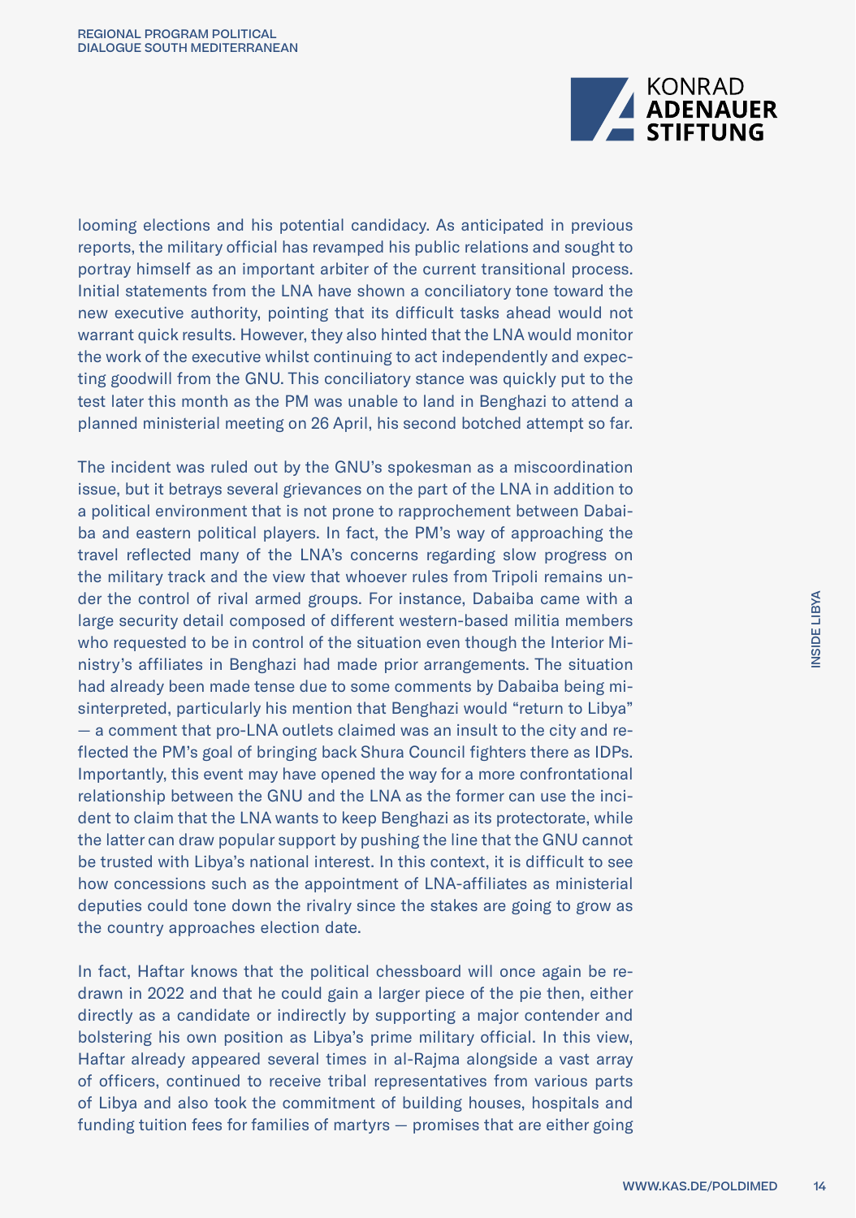looming elections and his potential candidacy. As anticipated in previous reports, the military official has revamped his public relations and sought to portray himself as an important arbiter of the current transitional process. Initial statements from the LNA have shown a conciliatory tone toward the new executive authority, pointing that its difficult tasks ahead would not warrant quick results. However, they also hinted that the LNA would monitor the work of the executive whilst continuing to act independently and expecting goodwill from the GNU. This conciliatory stance was quickly put to the test later this month as the PM was unable to land in Benghazi to attend a planned ministerial meeting on 26 April, his second botched attempt so far.

The incident was ruled out by the GNU's spokesman as a miscoordination issue, but it betrays several grievances on the part of the LNA in addition to a political environment that is not prone to rapprochement between Dabaiba and eastern political players. In fact, the PM's way of approaching the travel reflected many of the LNA's concerns regarding slow progress on the military track and the view that whoever rules from Tripoli remains under the control of rival armed groups. For instance, Dabaiba came with a large security detail composed of different western-based militia members who requested to be in control of the situation even though the Interior Ministry's affiliates in Benghazi had made prior arrangements. The situation had already been made tense due to some comments by Dabaiba being misinterpreted, particularly his mention that Benghazi would "return to Libya" — a comment that pro-LNA outlets claimed was an insult to the city and reflected the PM's goal of bringing back Shura Council fighters there as IDPs. Importantly, this event may have opened the way for a more confrontational relationship between the GNU and the LNA as the former can use the incident to claim that the LNA wants to keep Benghazi as its protectorate, while the latter can draw popular support by pushing the line that the GNU cannot be trusted with Libya's national interest. In this context, it is difficult to see how concessions such as the appointment of LNA-affiliates as ministerial deputies could tone down the rivalry since the stakes are going to grow as the country approaches election date.

In fact, Haftar knows that the political chessboard will once again be redrawn in 2022 and that he could gain a larger piece of the pie then, either directly as a candidate or indirectly by supporting a major contender and bolstering his own position as Libya's prime military official. In this view, Haftar already appeared several times in al-Rajma alongside a vast array of officers, continued to receive tribal representatives from various parts of Libya and also took the commitment of building houses, hospitals and funding tuition fees for families of martyrs — promises that are either going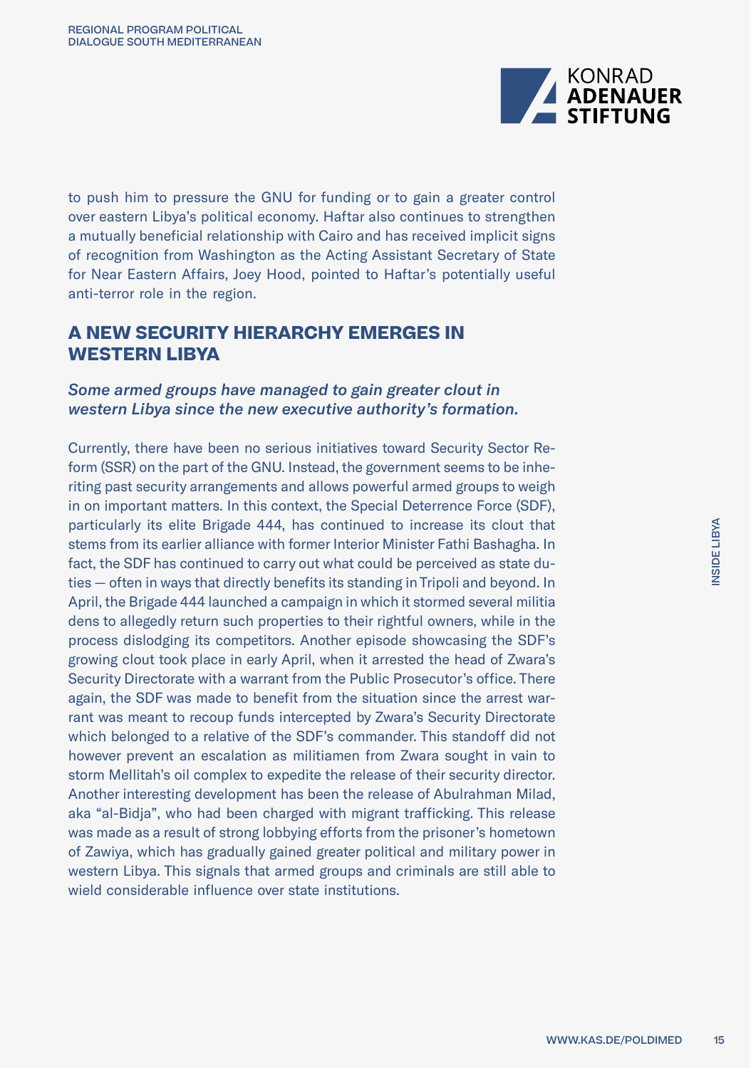to push him to pressure the GNU for funding or to gain a greater control over eastern Libya's political economy. Haftar also continues to strengthen a mutually beneficial relationship with Cairo and has received implicit signs of recognition from Washington as the Acting Assistant Secretary of State for Near Eastern Affairs, Joey Hood, pointed to Haftar's potentially useful anti-terror role in the region.

## A NEW SECURITY HIERARCHY EMERGES IN WESTERN LIBYA

### *Some armed groups have managed to gain greater clout in western Libya since the new executive authority's formation.*

Currently, there have been no serious initiatives toward Security Sector Reform (SSR) on the part of the GNU. Instead, the government seems to be inheriting past security arrangements and allows powerful armed groups to weigh in on important matters. In this context, the Special Deterrence Force (SDF), particularly its elite Brigade 444, has continued to increase its clout that stems from its earlier alliance with former Interior Minister Fathi Bashagha. In fact, the SDF has continued to carry out what could be perceived as state duties — often in ways that directly benefits its standing in Tripoli and beyond. In April, the Brigade 444 launched a campaign in which it stormed several militia dens to allegedly return such properties to their rightful owners, while in the process dislodging its competitors. Another episode showcasing the SDF's growing clout took place in early April, when it arrested the head of Zwara's Security Directorate with a warrant from the Public Prosecutor's office. There again, the SDF was made to benefit from the situation since the arrest warrant was meant to recoup funds intercepted by Zwara's Security Directorate which belonged to a relative of the SDF's commander. This standoff did not however prevent an escalation as militiamen from Zwara sought in vain to storm Mellitah's oil complex to expedite the release of their security director. Another interesting development has been the release of Abulrahman Milad, aka "al-Bidja", who had been charged with migrant trafficking. This release was made as a result of strong lobbying efforts from the prisoner's hometown of Zawiya, which has gradually gained greater political and military power in western Libya. This signals that armed groups and criminals are still able to wield considerable influence over state institutions.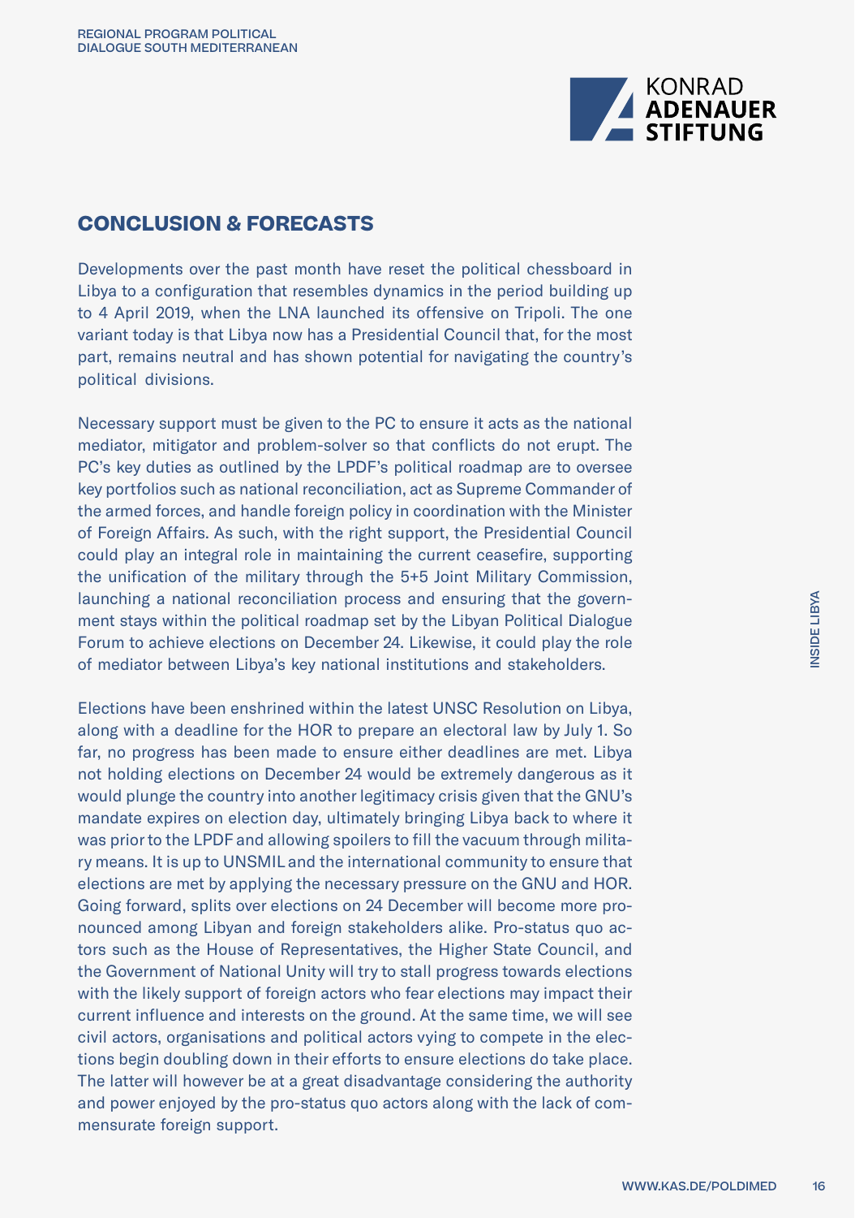## CONCLUSION & FORECASTS

Developments over the past month have reset the political chessboard in Libya to a configuration that resembles dynamics in the period building up to 4 April 2019, when the LNA launched its offensive on Tripoli. The one variant today is that Libya now has a Presidential Council that, for the most part, remains neutral and has shown potential for navigating the country's political divisions.

Necessary support must be given to the PC to ensure it acts as the national mediator, mitigator and problem-solver so that conflicts do not erupt. The PC's key duties as outlined by the LPDF's political roadmap are to oversee key portfolios such as national reconciliation, act as Supreme Commander of the armed forces, and handle foreign policy in coordination with the Minister of Foreign Affairs. As such, with the right support, the Presidential Council could play an integral role in maintaining the current ceasefire, supporting the unification of the military through the 5+5 Joint Military Commission, launching a national reconciliation process and ensuring that the government stays within the political roadmap set by the Libyan Political Dialogue Forum to achieve elections on December 24. Likewise, it could play the role of mediator between Libya's key national institutions and stakeholders.

Elections have been enshrined within the latest UNSC Resolution on Libya, along with a deadline for the HOR to prepare an electoral law by July 1. So far, no progress has been made to ensure either deadlines are met. Libya not holding elections on December 24 would be extremely dangerous as it would plunge the country into another legitimacy crisis given that the GNU's mandate expires on election day, ultimately bringing Libya back to where it was prior to the LPDF and allowing spoilers to fill the vacuum through military means. It is up to UNSMIL and the international community to ensure that elections are met by applying the necessary pressure on the GNU and HOR. Going forward, splits over elections on 24 December will become more pronounced among Libyan and foreign stakeholders alike. Pro-status quo actors such as the House of Representatives, the Higher State Council, and the Government of National Unity will try to stall progress towards elections with the likely support of foreign actors who fear elections may impact their current influence and interests on the ground. At the same time, we will see civil actors, organisations and political actors vying to compete in the elections begin doubling down in their efforts to ensure elections do take place. The latter will however be at a great disadvantage considering the authority and power enjoyed by the pro-status quo actors along with the lack of commensurate foreign support.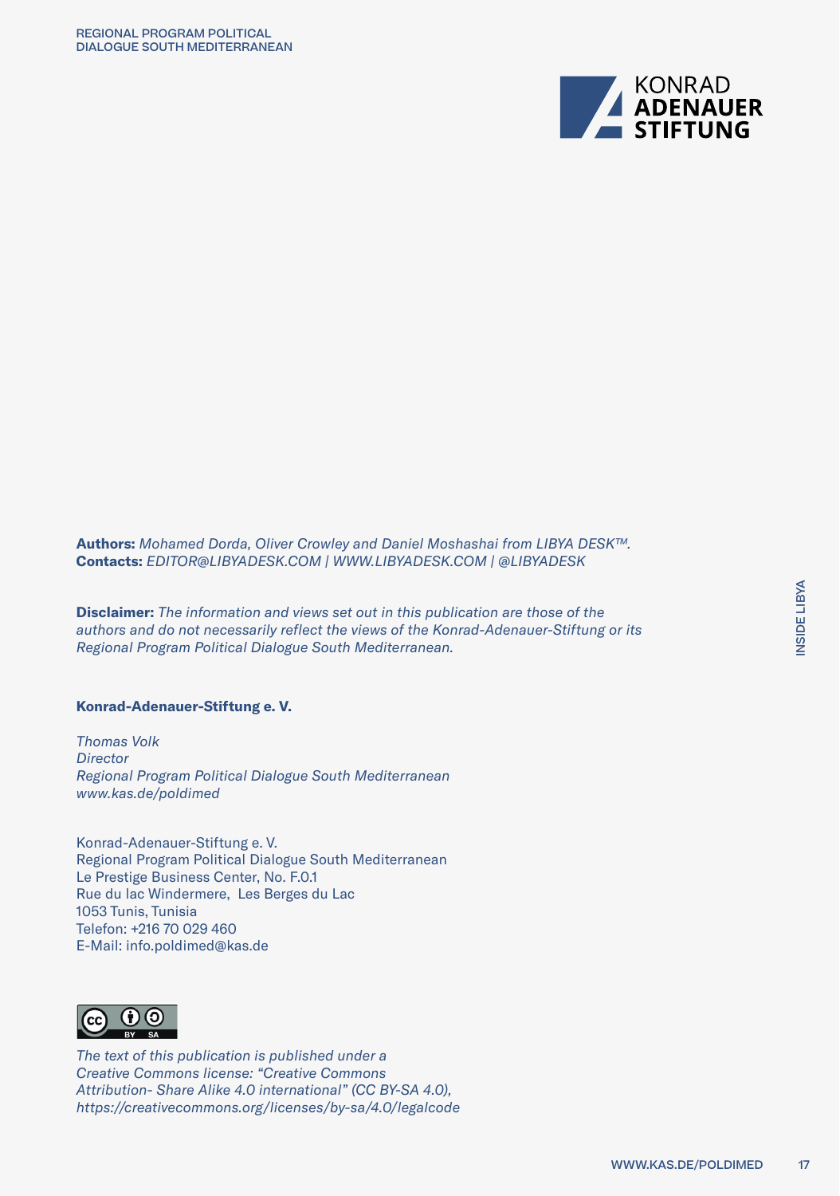**Authors:** *Mohamed Dorda, Oliver Crowley and Daniel Moshashai from LIBYA DESK™.*
**Contacts:** *EDITOR@LIBYADESK.COM | WWW.LIBYADESK.COM | @LIBYADESK*

**Disclaimer:** *The information and views set out in this publication are those of the authors and do not necessarily reflect the views of the Konrad-Adenauer-Stiftung or its Regional Program Political Dialogue South Mediterranean.*

**Konrad-Adenauer-Stiftung e. V.**

*Thomas Volk*
*Director*
*Regional Program Political Dialogue South Mediterranean*
*www.kas.de/poldimed*

Konrad-Adenauer-Stiftung e. V.
Regional Program Political Dialogue South Mediterranean
Le Prestige Business Center, No. F.0.1
Rue du lac Windermere, Les Berges du Lac
1053 Tunis, Tunisia
Telefon: +216 70 029 460
E-Mail: info.poldimed@kas.de

*The text of this publication is published under a Creative Commons license: "Creative Commons Attribution- Share Alike 4.0 international" (CC BY-SA 4.0), https://creativecommons.org/licenses/by-sa/4.0/legalcode*